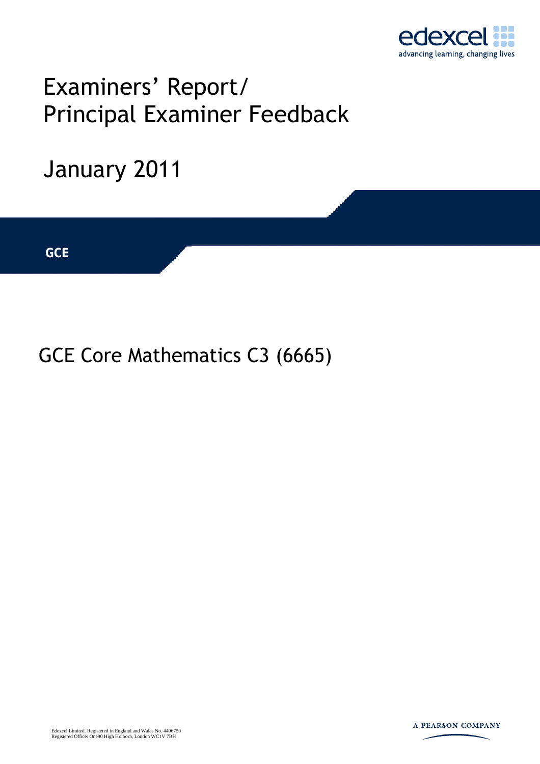edexcel
advancing learning, changing lives

# Examiners' Report/ Principal Examiner Feedback

## January 2011

**GCE**

## GCE Core Mathematics C3 (6665)

Edexcel Limited. Registered in England and Wales No. 4496750
Registered Office: One90 High Holborn, London WC1V 7BH

A PEARSON COMPANY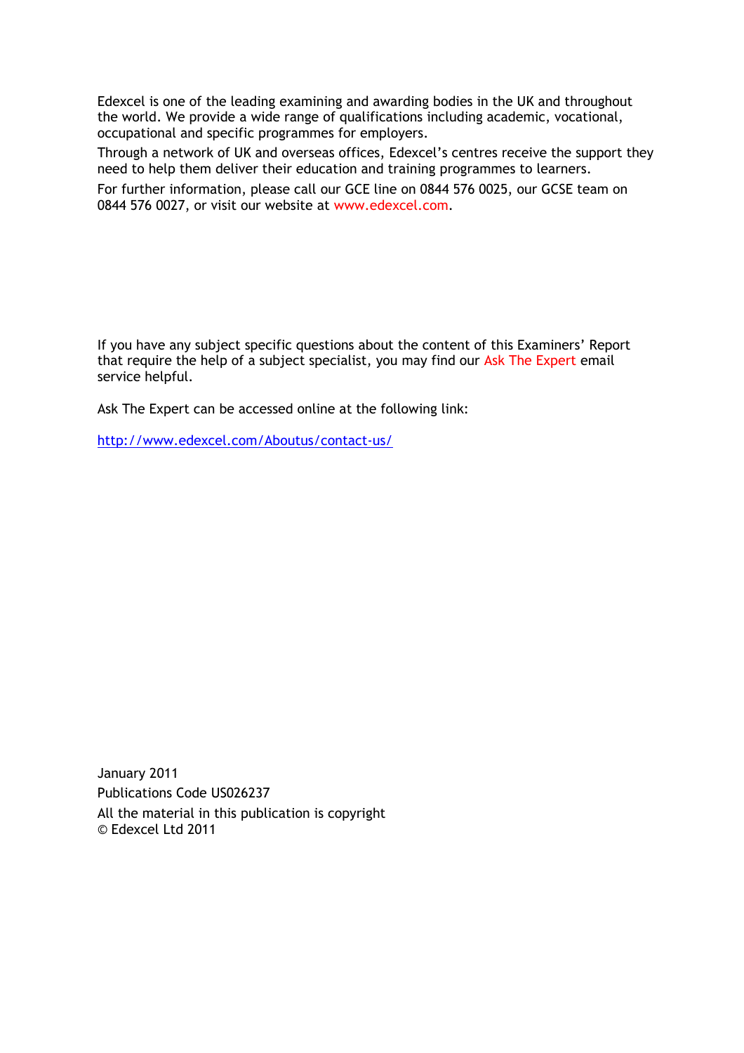Edexcel is one of the leading examining and awarding bodies in the UK and throughout the world. We provide a wide range of qualifications including academic, vocational, occupational and specific programmes for employers.

Through a network of UK and overseas offices, Edexcel's centres receive the support they need to help them deliver their education and training programmes to learners.

For further information, please call our GCE line on 0844 576 0025, our GCSE team on 0844 576 0027, or visit our website at www.edexcel.com.

If you have any subject specific questions about the content of this Examiners' Report that require the help of a subject specialist, you may find our Ask The Expert email service helpful.

Ask The Expert can be accessed online at the following link:

http://www.edexcel.com/Aboutus/contact-us/

January 2011

Publications Code US026237

All the material in this publication is copyright
© Edexcel Ltd 2011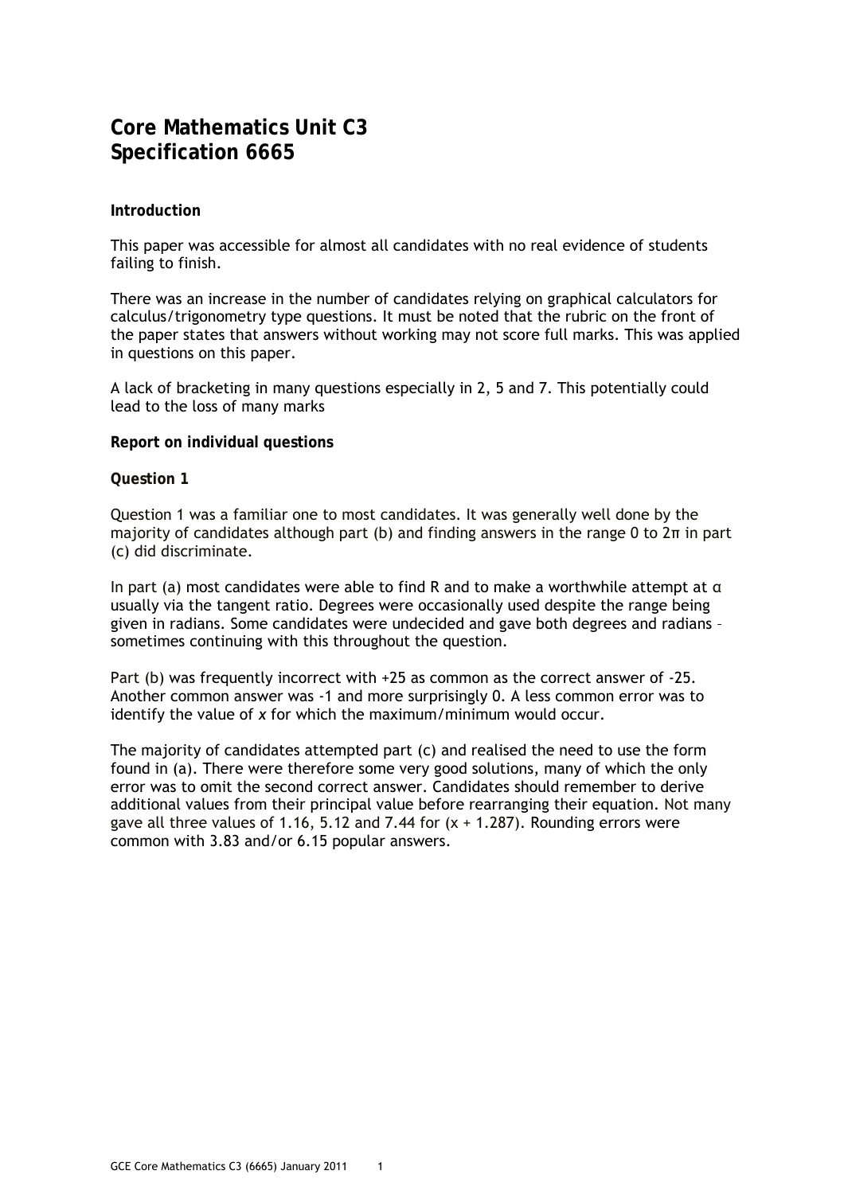# Core Mathematics Unit C3
# Specification 6665

**Introduction**

This paper was accessible for almost all candidates with no real evidence of students failing to finish.

There was an increase in the number of candidates relying on graphical calculators for calculus/trigonometry type questions. It must be noted that the rubric on the front of the paper states that answers without working may not score full marks. This was applied in questions on this paper.

A lack of bracketing in many questions especially in 2, 5 and 7. This potentially could lead to the loss of many marks

**Report on individual questions**

**Question 1**

Question 1 was a familiar one to most candidates. It was generally well done by the majority of candidates although part (b) and finding answers in the range 0 to $2\pi$ in part (c) did discriminate.

In part (a) most candidates were able to find R and to make a worthwhile attempt at $\alpha$ usually via the tangent ratio. Degrees were occasionally used despite the range being given in radians. Some candidates were undecided and gave both degrees and radians – sometimes continuing with this throughout the question.

Part (b) was frequently incorrect with +25 as common as the correct answer of -25. Another common answer was -1 and more surprisingly 0. A less common error was to identify the value of *x* for which the maximum/minimum would occur.

The majority of candidates attempted part (c) and realised the need to use the form found in (a). There were therefore some very good solutions, many of which the only error was to omit the second correct answer. Candidates should remember to derive additional values from their principal value before rearranging their equation. Not many gave all three values of 1.16, 5.12 and 7.44 for $(x + 1.287)$. Rounding errors were common with 3.83 and/or 6.15 popular answers.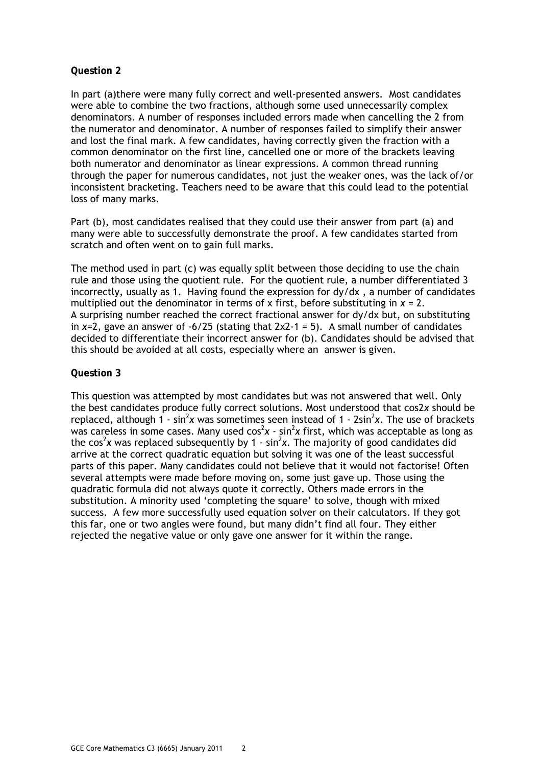**Question 2**

In part (a)there were many fully correct and well-presented answers. Most candidates were able to combine the two fractions, although some used unnecessarily complex denominators. A number of responses included errors made when cancelling the 2 from the numerator and denominator. A number of responses failed to simplify their answer and lost the final mark. A few candidates, having correctly given the fraction with a common denominator on the first line, cancelled one or more of the brackets leaving both numerator and denominator as linear expressions. A common thread running through the paper for numerous candidates, not just the weaker ones, was the lack of/or inconsistent bracketing. Teachers need to be aware that this could lead to the potential loss of many marks.

Part (b), most candidates realised that they could use their answer from part (a) and many were able to successfully demonstrate the proof. A few candidates started from scratch and often went on to gain full marks.

The method used in part (c) was equally split between those deciding to use the chain rule and those using the quotient rule. For the quotient rule, a number differentiated 3 incorrectly, usually as 1. Having found the expression for dy/dx , a number of candidates multiplied out the denominator in terms of x first, before substituting in $x = 2$. A surprising number reached the correct fractional answer for dy/dx but, on substituting in $x=2$, gave an answer of -6/25 (stating that 2x2-1 = 5). A small number of candidates decided to differentiate their incorrect answer for (b). Candidates should be advised that this should be avoided at all costs, especially where an answer is given.

**Question 3**

This question was attempted by most candidates but was not answered that well. Only the best candidates produce fully correct solutions. Most understood that $\cos 2x$ should be replaced, although $1 - \sin^2 x$ was sometimes seen instead of $1 - 2\sin^2 x$. The use of brackets was careless in some cases. Many used $\cos^2 x - \sin^2 x$ first, which was acceptable as long as the $\cos^2 x$ was replaced subsequently by $1 - \sin^2 x$. The majority of good candidates did arrive at the correct quadratic equation but solving it was one of the least successful parts of this paper. Many candidates could not believe that it would not factorise! Often several attempts were made before moving on, some just gave up. Those using the quadratic formula did not always quote it correctly. Others made errors in the substitution. A minority used 'completing the square' to solve, though with mixed success. A few more successfully used equation solver on their calculators. If they got this far, one or two angles were found, but many didn't find all four. They either rejected the negative value or only gave one answer for it within the range.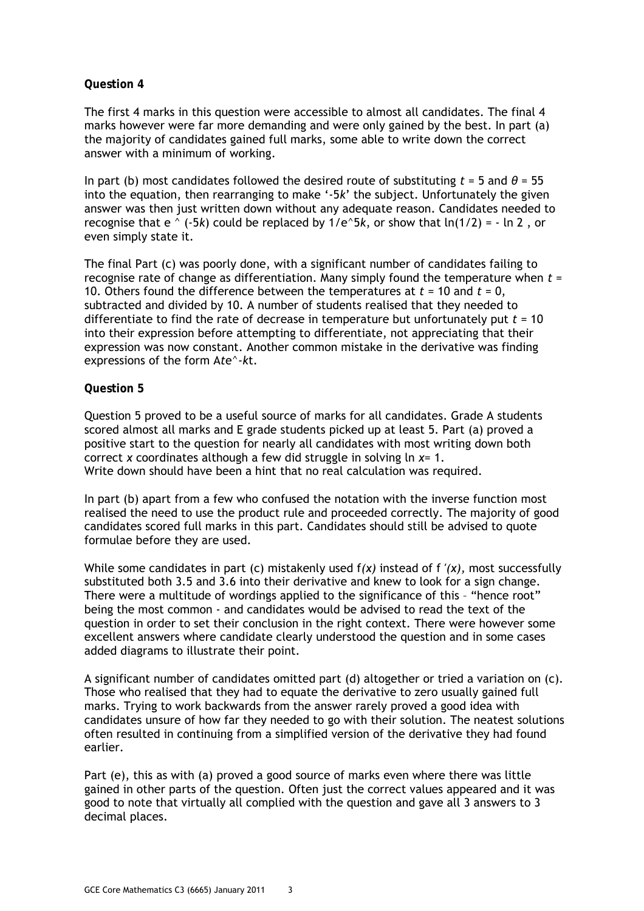**Question 4**

The first 4 marks in this question were accessible to almost all candidates. The final 4 marks however were far more demanding and were only gained by the best. In part (a) the majority of candidates gained full marks, some able to write down the correct answer with a minimum of working.

In part (b) most candidates followed the desired route of substituting $t = 5$ and $\theta = 55$ into the equation, then rearranging to make '$-5k$' the subject. Unfortunately the given answer was then just written down without any adequate reason. Candidates needed to recognise that e ^ ($-5k$) could be replaced by 1/e^5$k$, or show that $\ln(1/2) = -\ln 2$ , or even simply state it.

The final Part (c) was poorly done, with a significant number of candidates failing to recognise rate of change as differentiation. Many simply found the temperature when $t = 10$. Others found the difference between the temperatures at $t = 10$ and $t = 0$, subtracted and divided by 10. A number of students realised that they needed to differentiate to find the rate of decrease in temperature but unfortunately put $t = 10$ into their expression before attempting to differentiate, not appreciating that their expression was now constant. Another common mistake in the derivative was finding expressions of the form A$t$e^-$kt$.

**Question 5**

Question 5 proved to be a useful source of marks for all candidates. Grade A students scored almost all marks and E grade students picked up at least 5. Part (a) proved a positive start to the question for nearly all candidates with most writing down both correct $x$ coordinates although a few did struggle in solving $\ln x = 1$.
Write down should have been a hint that no real calculation was required.

In part (b) apart from a few who confused the notation with the inverse function most realised the need to use the product rule and proceeded correctly. The majority of good candidates scored full marks in this part. Candidates should still be advised to quote formulae before they are used.

While some candidates in part (c) mistakenly used $f(x)$ instead of $f'(x)$, most successfully substituted both 3.5 and 3.6 into their derivative and knew to look for a sign change. There were a multitude of wordings applied to the significance of this – "hence root" being the most common - and candidates would be advised to read the text of the question in order to set their conclusion in the right context. There were however some excellent answers where candidate clearly understood the question and in some cases added diagrams to illustrate their point.

A significant number of candidates omitted part (d) altogether or tried a variation on (c). Those who realised that they had to equate the derivative to zero usually gained full marks. Trying to work backwards from the answer rarely proved a good idea with candidates unsure of how far they needed to go with their solution. The neatest solutions often resulted in continuing from a simplified version of the derivative they had found earlier.

Part (e), this as with (a) proved a good source of marks even where there was little gained in other parts of the question. Often just the correct values appeared and it was good to note that virtually all complied with the question and gave all 3 answers to 3 decimal places.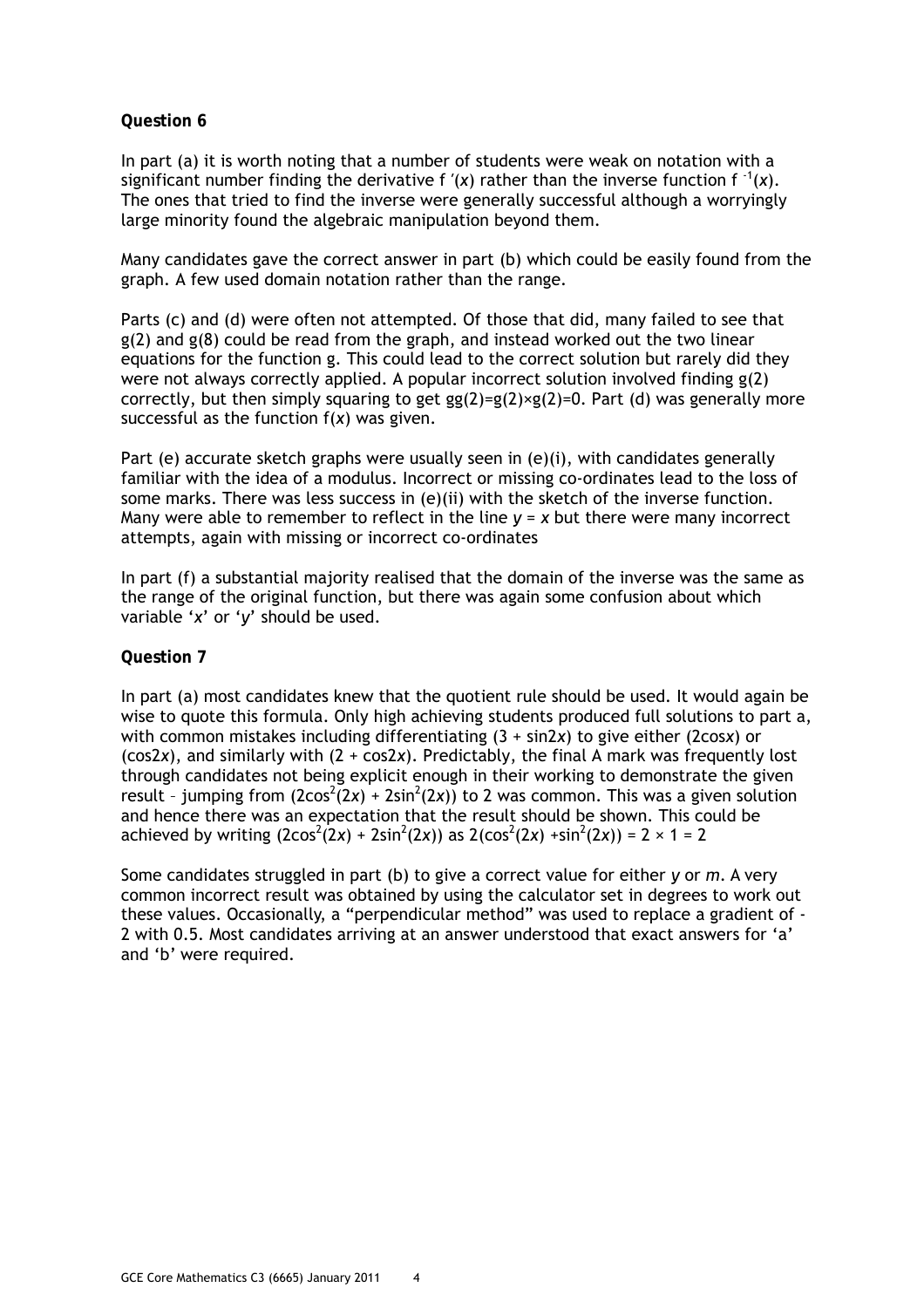**Question 6**

In part (a) it is worth noting that a number of students were weak on notation with a significant number finding the derivative $f'(x)$ rather than the inverse function $f^{-1}(x)$. The ones that tried to find the inverse were generally successful although a worryingly large minority found the algebraic manipulation beyond them.

Many candidates gave the correct answer in part (b) which could be easily found from the graph. A few used domain notation rather than the range.

Parts (c) and (d) were often not attempted. Of those that did, many failed to see that g(2) and g(8) could be read from the graph, and instead worked out the two linear equations for the function g. This could lead to the correct solution but rarely did they were not always correctly applied. A popular incorrect solution involved finding g(2) correctly, but then simply squaring to get $gg(2)=g(2)\times g(2)=0$. Part (d) was generally more successful as the function $f(x)$ was given.

Part (e) accurate sketch graphs were usually seen in (e)(i), with candidates generally familiar with the idea of a modulus. Incorrect or missing co-ordinates lead to the loss of some marks. There was less success in (e)(ii) with the sketch of the inverse function. Many were able to remember to reflect in the line $y = x$ but there were many incorrect attempts, again with missing or incorrect co-ordinates

In part (f) a substantial majority realised that the domain of the inverse was the same as the range of the original function, but there was again some confusion about which variable '$x$' or '$y$' should be used.

**Question 7**

In part (a) most candidates knew that the quotient rule should be used. It would again be wise to quote this formula. Only high achieving students produced full solutions to part a, with common mistakes including differentiating $(3 + \sin 2x)$ to give either $(2\cos x)$ or $(\cos 2x)$, and similarly with $(2 + \cos 2x)$. Predictably, the final A mark was frequently lost through candidates not being explicit enough in their working to demonstrate the given result – jumping from $(2\cos^2(2x) + 2\sin^2(2x))$ to 2 was common. This was a given solution and hence there was an expectation that the result should be shown. This could be achieved by writing $(2\cos^2(2x) + 2\sin^2(2x))$ as $2(\cos^2(2x) + \sin^2(2x)) = 2 \times 1 = 2$

Some candidates struggled in part (b) to give a correct value for either $y$ or $m$. A very common incorrect result was obtained by using the calculator set in degrees to work out these values. Occasionally, a "perpendicular method" was used to replace a gradient of -2 with 0.5. Most candidates arriving at an answer understood that exact answers for 'a' and 'b' were required.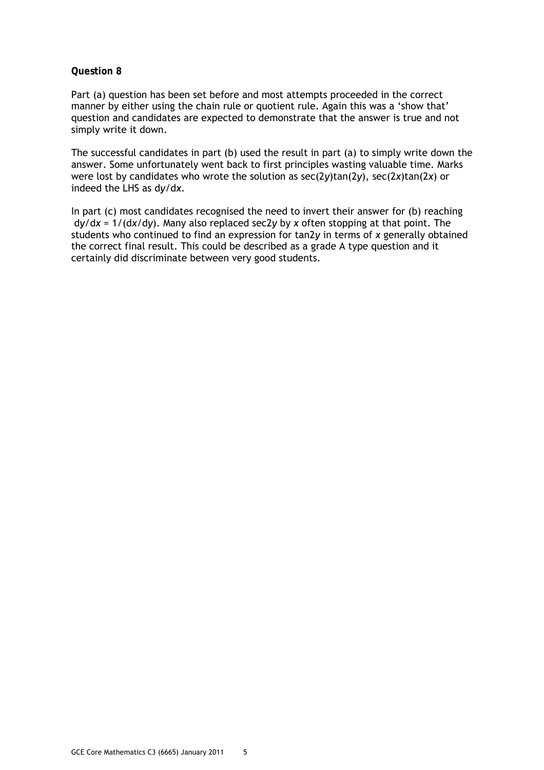### Question 8

Part (a) question has been set before and most attempts proceeded in the correct manner by either using the chain rule or quotient rule. Again this was a 'show that' question and candidates are expected to demonstrate that the answer is true and not simply write it down.

The successful candidates in part (b) used the result in part (a) to simply write down the answer. Some unfortunately went back to first principles wasting valuable time. Marks were lost by candidates who wrote the solution as $\sec(2y)\tan(2y)$, $\sec(2x)\tan(2x)$ or indeed the LHS as $\mathrm{d}y/\mathrm{d}x$.

In part (c) most candidates recognised the need to invert their answer for (b) reaching $\mathrm{d}y/\mathrm{d}x = 1/(\mathrm{d}x/\mathrm{d}y)$. Many also replaced $\sec 2y$ by $x$ often stopping at that point. The students who continued to find an expression for $\tan 2y$ in terms of $x$ generally obtained the correct final result. This could be described as a grade A type question and it certainly did discriminate between very good students.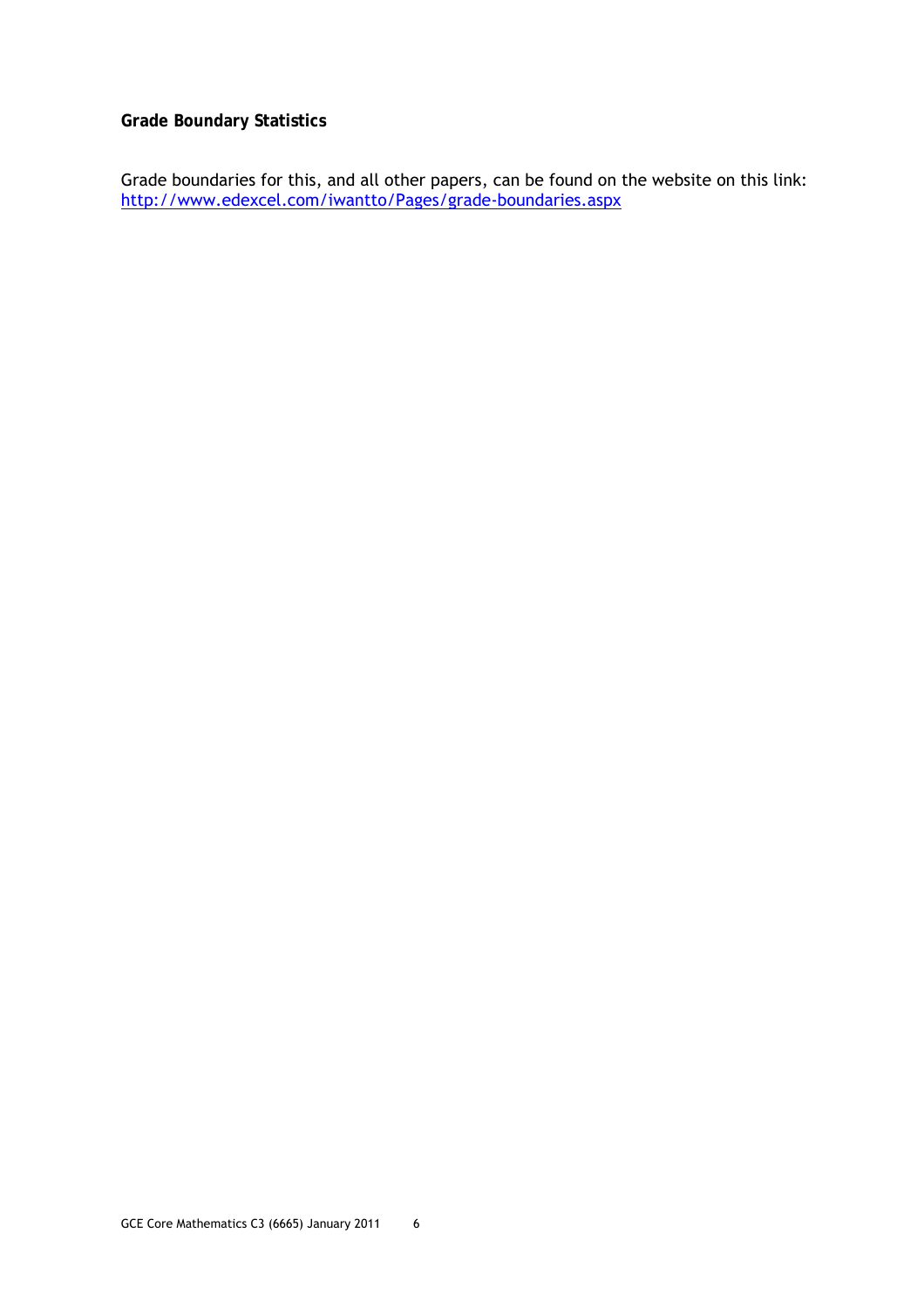**Grade Boundary Statistics**

Grade boundaries for this, and all other papers, can be found on the website on this link:
http://www.edexcel.com/iwantto/Pages/grade-boundaries.aspx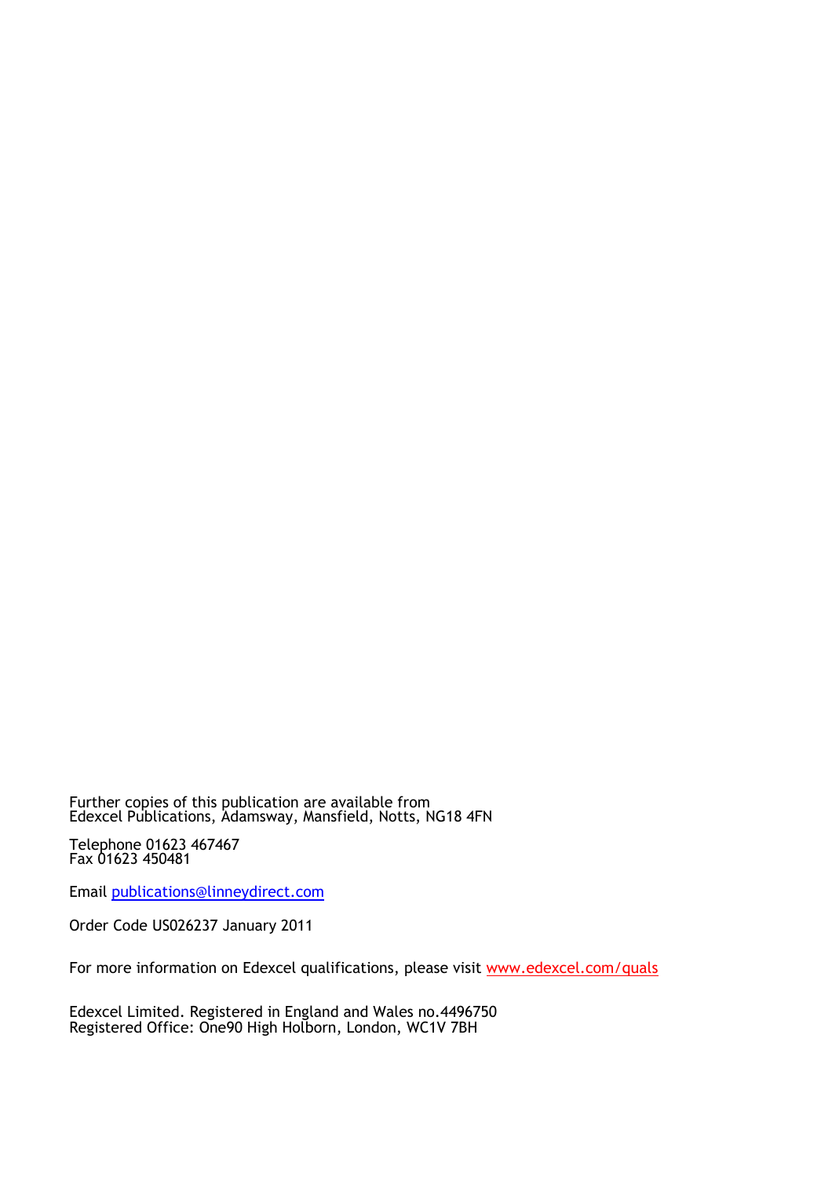Further copies of this publication are available from
Edexcel Publications, Adamsway, Mansfield, Notts, NG18 4FN

Telephone 01623 467467
Fax 01623 450481

Email publications@linneydirect.com

Order Code US026237 January 2011

For more information on Edexcel qualifications, please visit www.edexcel.com/quals

Edexcel Limited. Registered in England and Wales no.4496750
Registered Office: One90 High Holborn, London, WC1V 7BH